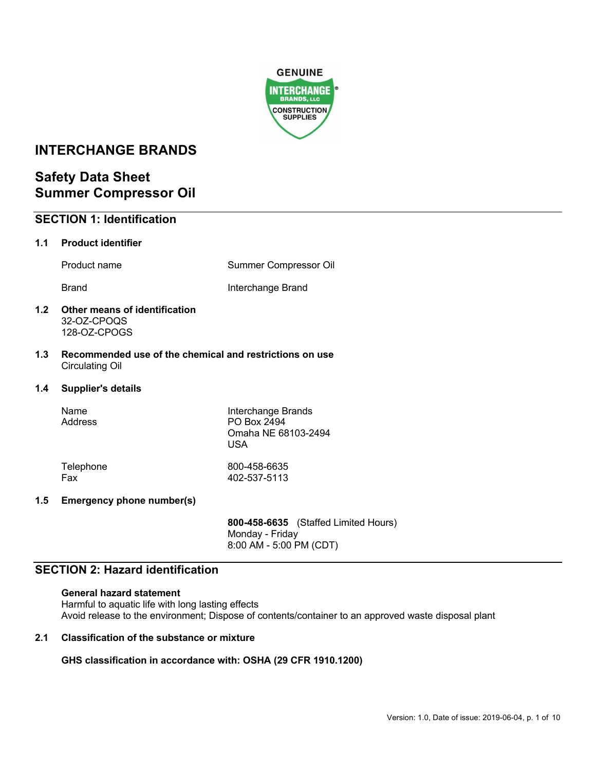# INTERCHANGE BRANDS

# Safety Data Sheet
# Summer Compressor Oil

## SECTION 1: Identification

### 1.1 Product identifier

| | |
|---|---|
| Product name | Summer Compressor Oil |
| Brand | Interchange Brand |

### 1.2 Other means of identification

32-OZ-CPOQS
128-OZ-CPOGS

### 1.3 Recommended use of the chemical and restrictions on use

Circulating Oil

### 1.4 Supplier's details

| | |
|---|---|
| Name | Interchange Brands |
| Address | PO Box 2494<br>Omaha NE 68103-2494<br>USA |
| Telephone | 800-458-6635 |
| Fax | 402-537-5113 |

### 1.5 Emergency phone number(s)

**800-458-6635** (Staffed Limited Hours)
Monday - Friday
8:00 AM - 5:00 PM (CDT)

## SECTION 2: Hazard identification

**General hazard statement**
Harmful to aquatic life with long lasting effects
Avoid release to the environment; Dispose of contents/container to an approved waste disposal plant

### 2.1 Classification of the substance or mixture

**GHS classification in accordance with: OSHA (29 CFR 1910.1200)**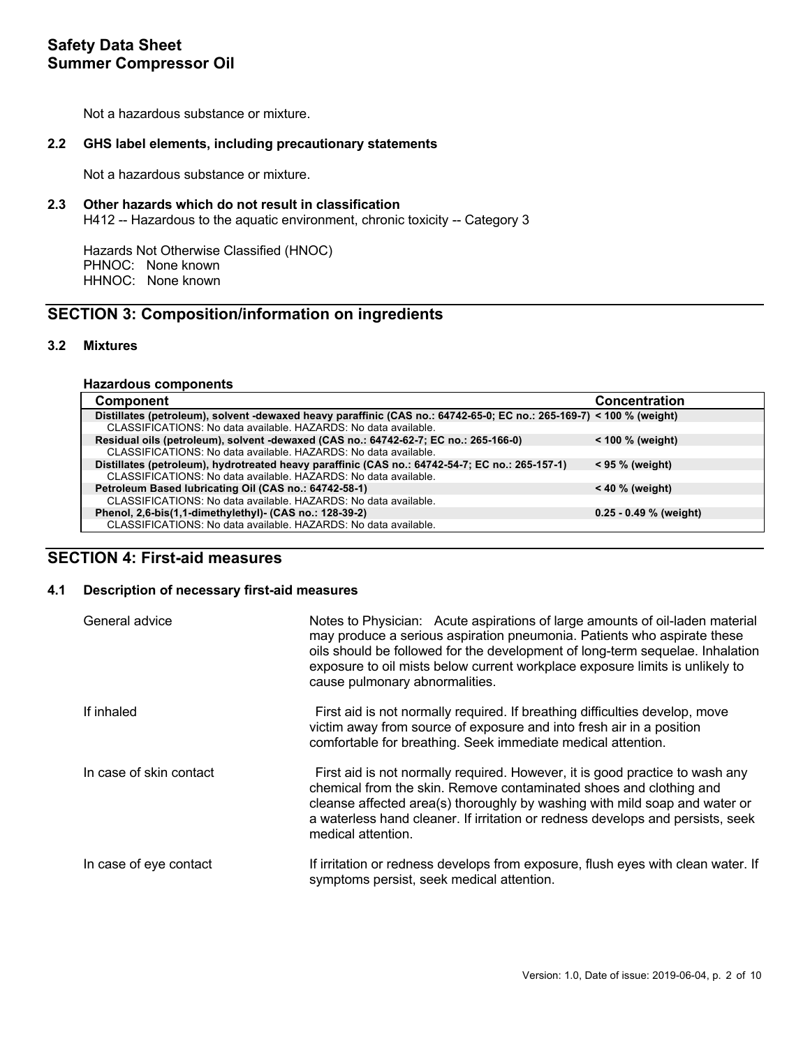Not a hazardous substance or mixture.

### 2.2 GHS label elements, including precautionary statements

Not a hazardous substance or mixture.

### 2.3 Other hazards which do not result in classification

H412 -- Hazardous to the aquatic environment, chronic toxicity -- Category 3

Hazards Not Otherwise Classified (HNOC)
PHNOC: None known
HHNOC: None known

## SECTION 3: Composition/information on ingredients

### 3.2 Mixtures

**Hazardous components**

| Component | Concentration |
|---|---|
| **Distillates (petroleum), solvent -dewaxed heavy paraffinic (CAS no.: 64742-65-0; EC no.: 265-169-7)** | **< 100 % (weight)** |
| CLASSIFICATIONS: No data available. HAZARDS: No data available. | |
| **Residual oils (petroleum), solvent -dewaxed (CAS no.: 64742-62-7; EC no.: 265-166-0)** | **< 100 % (weight)** |
| CLASSIFICATIONS: No data available. HAZARDS: No data available. | |
| **Distillates (petroleum), hydrotreated heavy paraffinic (CAS no.: 64742-54-7; EC no.: 265-157-1)** | **< 95 % (weight)** |
| CLASSIFICATIONS: No data available. HAZARDS: No data available. | |
| **Petroleum Based lubricating Oil (CAS no.: 64742-58-1)** | **< 40 % (weight)** |
| CLASSIFICATIONS: No data available. HAZARDS: No data available. | |
| **Phenol, 2,6-bis(1,1-dimethylethyl)- (CAS no.: 128-39-2)** | **0.25 - 0.49 % (weight)** |
| CLASSIFICATIONS: No data available. HAZARDS: No data available. | |

## SECTION 4: First-aid measures

### 4.1 Description of necessary first-aid measures

General advice: Notes to Physician: Acute aspirations of large amounts of oil-laden material may produce a serious aspiration pneumonia. Patients who aspirate these oils should be followed for the development of long-term sequelae. Inhalation exposure to oil mists below current workplace exposure limits is unlikely to cause pulmonary abnormalities.

If inhaled: First aid is not normally required. If breathing difficulties develop, move victim away from source of exposure and into fresh air in a position comfortable for breathing. Seek immediate medical attention.

In case of skin contact: First aid is not normally required. However, it is good practice to wash any chemical from the skin. Remove contaminated shoes and clothing and cleanse affected area(s) thoroughly by washing with mild soap and water or a waterless hand cleaner. If irritation or redness develops and persists, seek medical attention.

In case of eye contact: If irritation or redness develops from exposure, flush eyes with clean water. If symptoms persist, seek medical attention.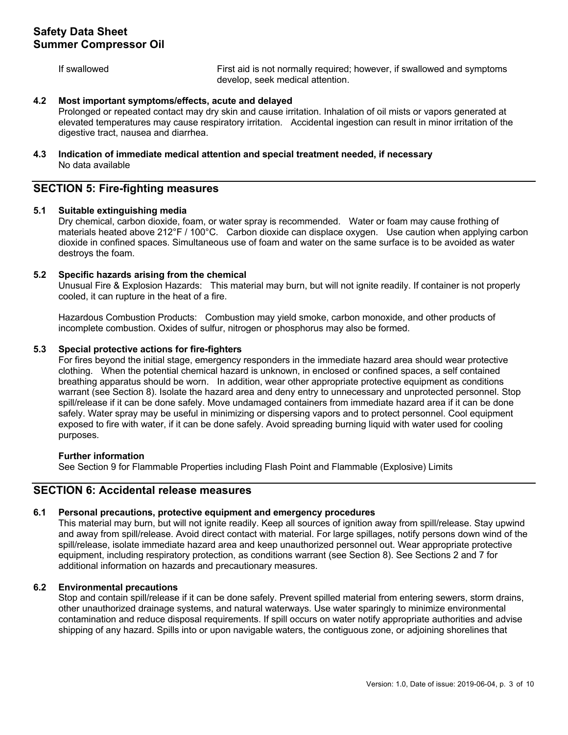If swallowed — First aid is not normally required; however, if swallowed and symptoms develop, seek medical attention.

### 4.2 Most important symptoms/effects, acute and delayed

Prolonged or repeated contact may dry skin and cause irritation. Inhalation of oil mists or vapors generated at elevated temperatures may cause respiratory irritation. Accidental ingestion can result in minor irritation of the digestive tract, nausea and diarrhea.

### 4.3 Indication of immediate medical attention and special treatment needed, if necessary

No data available

## SECTION 5: Fire-fighting measures

### 5.1 Suitable extinguishing media

Dry chemical, carbon dioxide, foam, or water spray is recommended. Water or foam may cause frothing of materials heated above 212°F / 100°C. Carbon dioxide can displace oxygen. Use caution when applying carbon dioxide in confined spaces. Simultaneous use of foam and water on the same surface is to be avoided as water destroys the foam.

### 5.2 Specific hazards arising from the chemical

Unusual Fire & Explosion Hazards: This material may burn, but will not ignite readily. If container is not properly cooled, it can rupture in the heat of a fire.

Hazardous Combustion Products: Combustion may yield smoke, carbon monoxide, and other products of incomplete combustion. Oxides of sulfur, nitrogen or phosphorus may also be formed.

### 5.3 Special protective actions for fire-fighters

For fires beyond the initial stage, emergency responders in the immediate hazard area should wear protective clothing. When the potential chemical hazard is unknown, in enclosed or confined spaces, a self contained breathing apparatus should be worn. In addition, wear other appropriate protective equipment as conditions warrant (see Section 8). Isolate the hazard area and deny entry to unnecessary and unprotected personnel. Stop spill/release if it can be done safely. Move undamaged containers from immediate hazard area if it can be done safely. Water spray may be useful in minimizing or dispersing vapors and to protect personnel. Cool equipment exposed to fire with water, if it can be done safely. Avoid spreading burning liquid with water used for cooling purposes.

**Further information**

See Section 9 for Flammable Properties including Flash Point and Flammable (Explosive) Limits

## SECTION 6: Accidental release measures

### 6.1 Personal precautions, protective equipment and emergency procedures

This material may burn, but will not ignite readily. Keep all sources of ignition away from spill/release. Stay upwind and away from spill/release. Avoid direct contact with material. For large spillages, notify persons down wind of the spill/release, isolate immediate hazard area and keep unauthorized personnel out. Wear appropriate protective equipment, including respiratory protection, as conditions warrant (see Section 8). See Sections 2 and 7 for additional information on hazards and precautionary measures.

### 6.2 Environmental precautions

Stop and contain spill/release if it can be done safely. Prevent spilled material from entering sewers, storm drains, other unauthorized drainage systems, and natural waterways. Use water sparingly to minimize environmental contamination and reduce disposal requirements. If spill occurs on water notify appropriate authorities and advise shipping of any hazard. Spills into or upon navigable waters, the contiguous zone, or adjoining shorelines that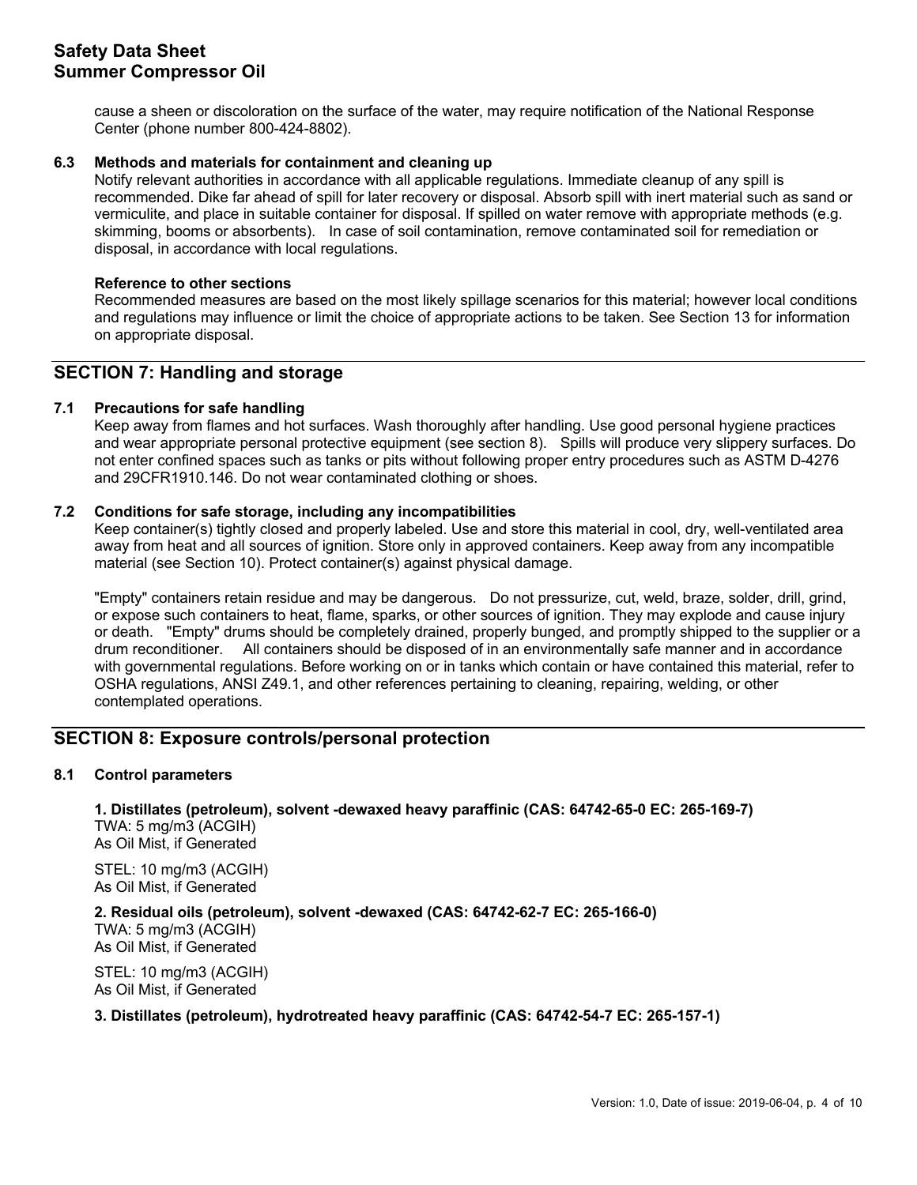cause a sheen or discoloration on the surface of the water, may require notification of the National Response Center (phone number 800-424-8802).

### 6.3 Methods and materials for containment and cleaning up

Notify relevant authorities in accordance with all applicable regulations. Immediate cleanup of any spill is recommended. Dike far ahead of spill for later recovery or disposal. Absorb spill with inert material such as sand or vermiculite, and place in suitable container for disposal. If spilled on water remove with appropriate methods (e.g. skimming, booms or absorbents). In case of soil contamination, remove contaminated soil for remediation or disposal, in accordance with local regulations.

**Reference to other sections**

Recommended measures are based on the most likely spillage scenarios for this material; however local conditions and regulations may influence or limit the choice of appropriate actions to be taken. See Section 13 for information on appropriate disposal.

## SECTION 7: Handling and storage

### 7.1 Precautions for safe handling

Keep away from flames and hot surfaces. Wash thoroughly after handling. Use good personal hygiene practices and wear appropriate personal protective equipment (see section 8). Spills will produce very slippery surfaces. Do not enter confined spaces such as tanks or pits without following proper entry procedures such as ASTM D-4276 and 29CFR1910.146. Do not wear contaminated clothing or shoes.

### 7.2 Conditions for safe storage, including any incompatibilities

Keep container(s) tightly closed and properly labeled. Use and store this material in cool, dry, well-ventilated area away from heat and all sources of ignition. Store only in approved containers. Keep away from any incompatible material (see Section 10). Protect container(s) against physical damage.

"Empty" containers retain residue and may be dangerous. Do not pressurize, cut, weld, braze, solder, drill, grind, or expose such containers to heat, flame, sparks, or other sources of ignition. They may explode and cause injury or death. "Empty" drums should be completely drained, properly bunged, and promptly shipped to the supplier or a drum reconditioner. All containers should be disposed of in an environmentally safe manner and in accordance with governmental regulations. Before working on or in tanks which contain or have contained this material, refer to OSHA regulations, ANSI Z49.1, and other references pertaining to cleaning, repairing, welding, or other contemplated operations.

## SECTION 8: Exposure controls/personal protection

### 8.1 Control parameters

**1. Distillates (petroleum), solvent -dewaxed heavy paraffinic (CAS: 64742-65-0 EC: 265-169-7)**
TWA: 5 mg/m3 (ACGIH)
As Oil Mist, if Generated

STEL: 10 mg/m3 (ACGIH)
As Oil Mist, if Generated

**2. Residual oils (petroleum), solvent -dewaxed (CAS: 64742-62-7 EC: 265-166-0)**
TWA: 5 mg/m3 (ACGIH)
As Oil Mist, if Generated

STEL: 10 mg/m3 (ACGIH)
As Oil Mist, if Generated

**3. Distillates (petroleum), hydrotreated heavy paraffinic (CAS: 64742-54-7 EC: 265-157-1)**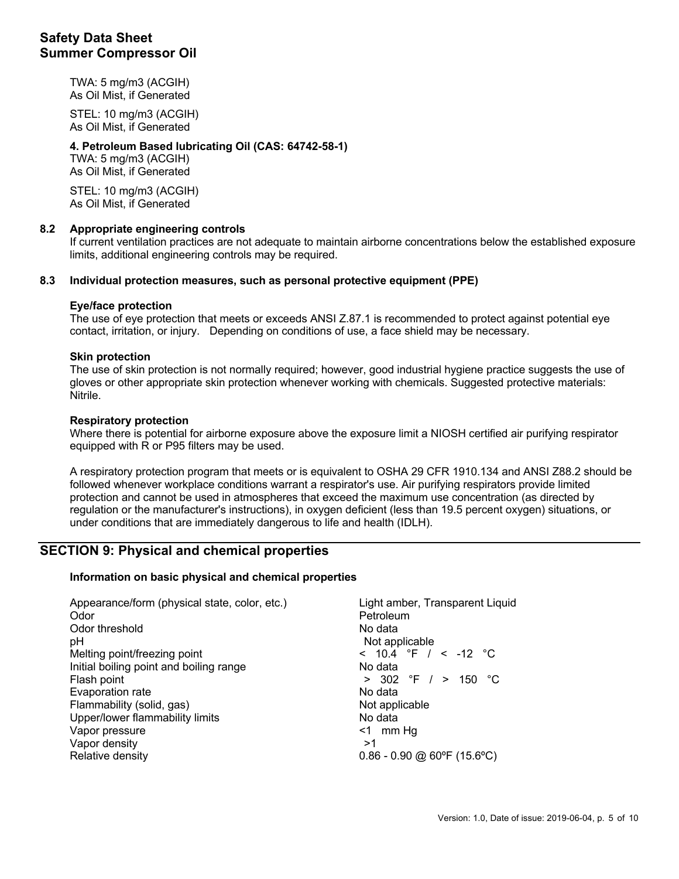TWA: 5 mg/m3 (ACGIH)
As Oil Mist, if Generated

STEL: 10 mg/m3 (ACGIH)
As Oil Mist, if Generated

**4. Petroleum Based lubricating Oil (CAS: 64742-58-1)**
TWA: 5 mg/m3 (ACGIH)
As Oil Mist, if Generated

STEL: 10 mg/m3 (ACGIH)
As Oil Mist, if Generated

### 8.2 Appropriate engineering controls

If current ventilation practices are not adequate to maintain airborne concentrations below the established exposure limits, additional engineering controls may be required.

### 8.3 Individual protection measures, such as personal protective equipment (PPE)

**Eye/face protection**
The use of eye protection that meets or exceeds ANSI Z.87.1 is recommended to protect against potential eye contact, irritation, or injury. Depending on conditions of use, a face shield may be necessary.

**Skin protection**
The use of skin protection is not normally required; however, good industrial hygiene practice suggests the use of gloves or other appropriate skin protection whenever working with chemicals. Suggested protective materials: Nitrile.

**Respiratory protection**
Where there is potential for airborne exposure above the exposure limit a NIOSH certified air purifying respirator equipped with R or P95 filters may be used.

A respiratory protection program that meets or is equivalent to OSHA 29 CFR 1910.134 and ANSI Z88.2 should be followed whenever workplace conditions warrant a respirator's use. Air purifying respirators provide limited protection and cannot be used in atmospheres that exceed the maximum use concentration (as directed by regulation or the manufacturer's instructions), in oxygen deficient (less than 19.5 percent oxygen) situations, or under conditions that are immediately dangerous to life and health (IDLH).

## SECTION 9: Physical and chemical properties

**Information on basic physical and chemical properties**

| Property | Value |
|---|---|
| Appearance/form (physical state, color, etc.) | Light amber, Transparent Liquid |
| Odor | Petroleum |
| Odor threshold | No data |
| pH | Not applicable |
| Melting point/freezing point | < 10.4 °F / < -12 °C |
| Initial boiling point and boiling range | No data |
| Flash point | > 302 °F / > 150 °C |
| Evaporation rate | No data |
| Flammability (solid, gas) | Not applicable |
| Upper/lower flammability limits | No data |
| Vapor pressure | <1 mm Hg |
| Vapor density | >1 |
| Relative density | 0.86 - 0.90 @ 60ºF (15.6ºC) |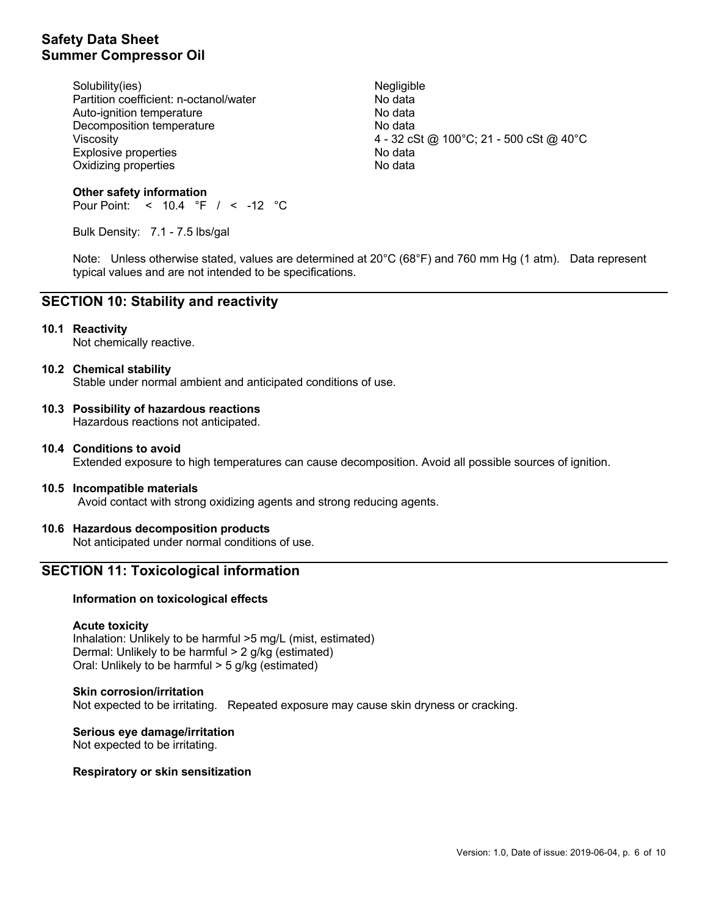| | |
|---|---|
| Solubility(ies) | Negligible |
| Partition coefficient: n-octanol/water | No data |
| Auto-ignition temperature | No data |
| Decomposition temperature | No data |
| Viscosity | 4 - 32 cSt @ 100°C; 21 - 500 cSt @ 40°C |
| Explosive properties | No data |
| Oxidizing properties | No data |

**Other safety information**

Pour Point: < 10.4 °F / < -12 °C

Bulk Density: 7.1 - 7.5 lbs/gal

Note: Unless otherwise stated, values are determined at 20°C (68°F) and 760 mm Hg (1 atm). Data represent typical values and are not intended to be specifications.

## SECTION 10: Stability and reactivity

**10.1 Reactivity**

Not chemically reactive.

**10.2 Chemical stability**

Stable under normal ambient and anticipated conditions of use.

**10.3 Possibility of hazardous reactions**

Hazardous reactions not anticipated.

**10.4 Conditions to avoid**

Extended exposure to high temperatures can cause decomposition. Avoid all possible sources of ignition.

**10.5 Incompatible materials**

Avoid contact with strong oxidizing agents and strong reducing agents.

**10.6 Hazardous decomposition products**

Not anticipated under normal conditions of use.

## SECTION 11: Toxicological information

**Information on toxicological effects**

**Acute toxicity**

Inhalation: Unlikely to be harmful >5 mg/L (mist, estimated)
Dermal: Unlikely to be harmful > 2 g/kg (estimated)
Oral: Unlikely to be harmful > 5 g/kg (estimated)

**Skin corrosion/irritation**

Not expected to be irritating. Repeated exposure may cause skin dryness or cracking.

**Serious eye damage/irritation**

Not expected to be irritating.

**Respiratory or skin sensitization**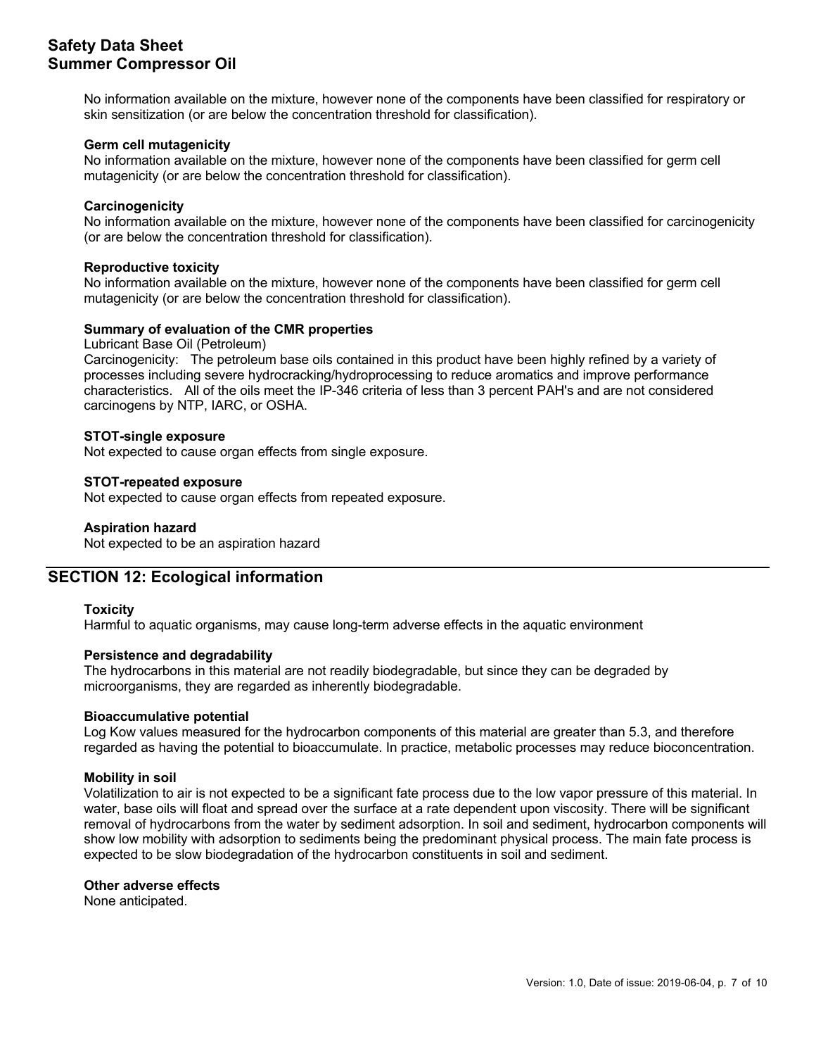No information available on the mixture, however none of the components have been classified for respiratory or skin sensitization (or are below the concentration threshold for classification).

**Germ cell mutagenicity**

No information available on the mixture, however none of the components have been classified for germ cell mutagenicity (or are below the concentration threshold for classification).

**Carcinogenicity**

No information available on the mixture, however none of the components have been classified for carcinogenicity (or are below the concentration threshold for classification).

**Reproductive toxicity**

No information available on the mixture, however none of the components have been classified for germ cell mutagenicity (or are below the concentration threshold for classification).

**Summary of evaluation of the CMR properties**

Lubricant Base Oil (Petroleum)

Carcinogenicity: The petroleum base oils contained in this product have been highly refined by a variety of processes including severe hydrocracking/hydroprocessing to reduce aromatics and improve performance characteristics. All of the oils meet the IP-346 criteria of less than 3 percent PAH's and are not considered carcinogens by NTP, IARC, or OSHA.

**STOT-single exposure**

Not expected to cause organ effects from single exposure.

**STOT-repeated exposure**

Not expected to cause organ effects from repeated exposure.

**Aspiration hazard**

Not expected to be an aspiration hazard

## SECTION 12: Ecological information

**Toxicity**

Harmful to aquatic organisms, may cause long-term adverse effects in the aquatic environment

**Persistence and degradability**

The hydrocarbons in this material are not readily biodegradable, but since they can be degraded by microorganisms, they are regarded as inherently biodegradable.

**Bioaccumulative potential**

Log Kow values measured for the hydrocarbon components of this material are greater than 5.3, and therefore regarded as having the potential to bioaccumulate. In practice, metabolic processes may reduce bioconcentration.

**Mobility in soil**

Volatilization to air is not expected to be a significant fate process due to the low vapor pressure of this material. In water, base oils will float and spread over the surface at a rate dependent upon viscosity. There will be significant removal of hydrocarbons from the water by sediment adsorption. In soil and sediment, hydrocarbon components will show low mobility with adsorption to sediments being the predominant physical process. The main fate process is expected to be slow biodegradation of the hydrocarbon constituents in soil and sediment.

**Other adverse effects**

None anticipated.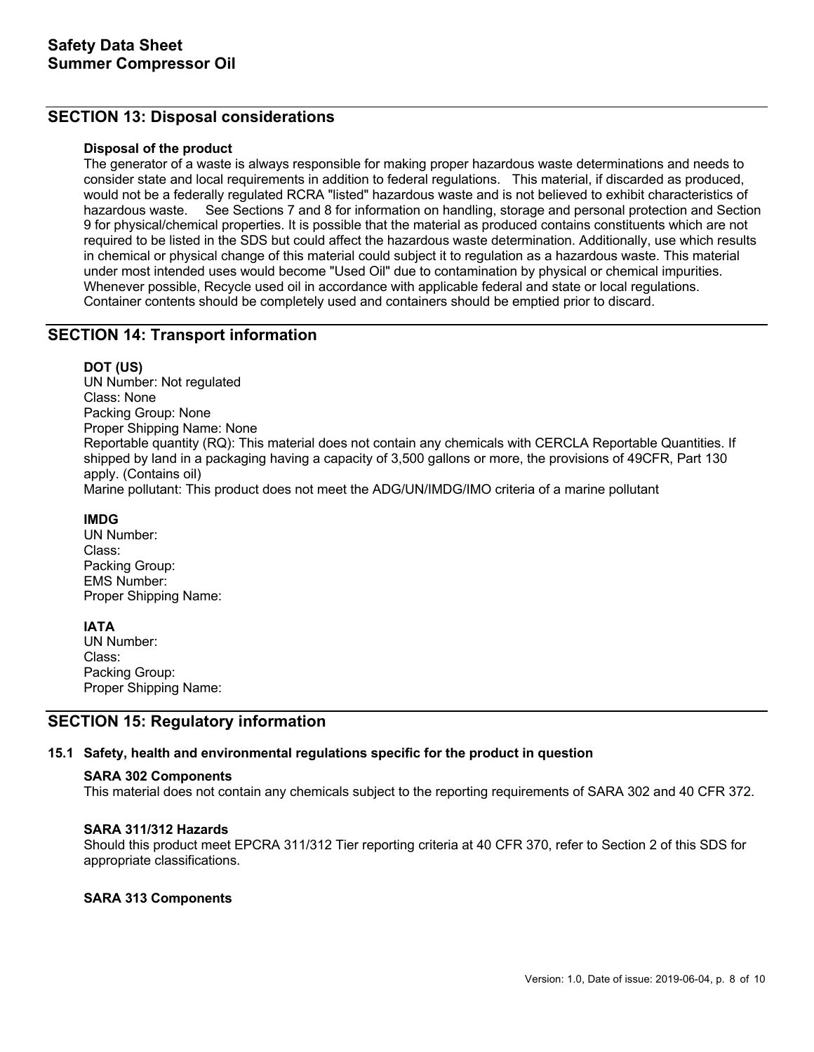## SECTION 13: Disposal considerations

**Disposal of the product**

The generator of a waste is always responsible for making proper hazardous waste determinations and needs to consider state and local requirements in addition to federal regulations. This material, if discarded as produced, would not be a federally regulated RCRA "listed" hazardous waste and is not believed to exhibit characteristics of hazardous waste. See Sections 7 and 8 for information on handling, storage and personal protection and Section 9 for physical/chemical properties. It is possible that the material as produced contains constituents which are not required to be listed in the SDS but could affect the hazardous waste determination. Additionally, use which results in chemical or physical change of this material could subject it to regulation as a hazardous waste. This material under most intended uses would become "Used Oil" due to contamination by physical or chemical impurities. Whenever possible, Recycle used oil in accordance with applicable federal and state or local regulations. Container contents should be completely used and containers should be emptied prior to discard.

## SECTION 14: Transport information

**DOT (US)**

UN Number: Not regulated
Class: None
Packing Group: None
Proper Shipping Name: None
Reportable quantity (RQ): This material does not contain any chemicals with CERCLA Reportable Quantities. If shipped by land in a packaging having a capacity of 3,500 gallons or more, the provisions of 49CFR, Part 130 apply. (Contains oil)
Marine pollutant: This product does not meet the ADG/UN/IMDG/IMO criteria of a marine pollutant

**IMDG**

UN Number:
Class:
Packing Group:
EMS Number:
Proper Shipping Name:

**IATA**

UN Number:
Class:
Packing Group:
Proper Shipping Name:

## SECTION 15: Regulatory information

### 15.1 Safety, health and environmental regulations specific for the product in question

**SARA 302 Components**

This material does not contain any chemicals subject to the reporting requirements of SARA 302 and 40 CFR 372.

**SARA 311/312 Hazards**

Should this product meet EPCRA 311/312 Tier reporting criteria at 40 CFR 370, refer to Section 2 of this SDS for appropriate classifications.

**SARA 313 Components**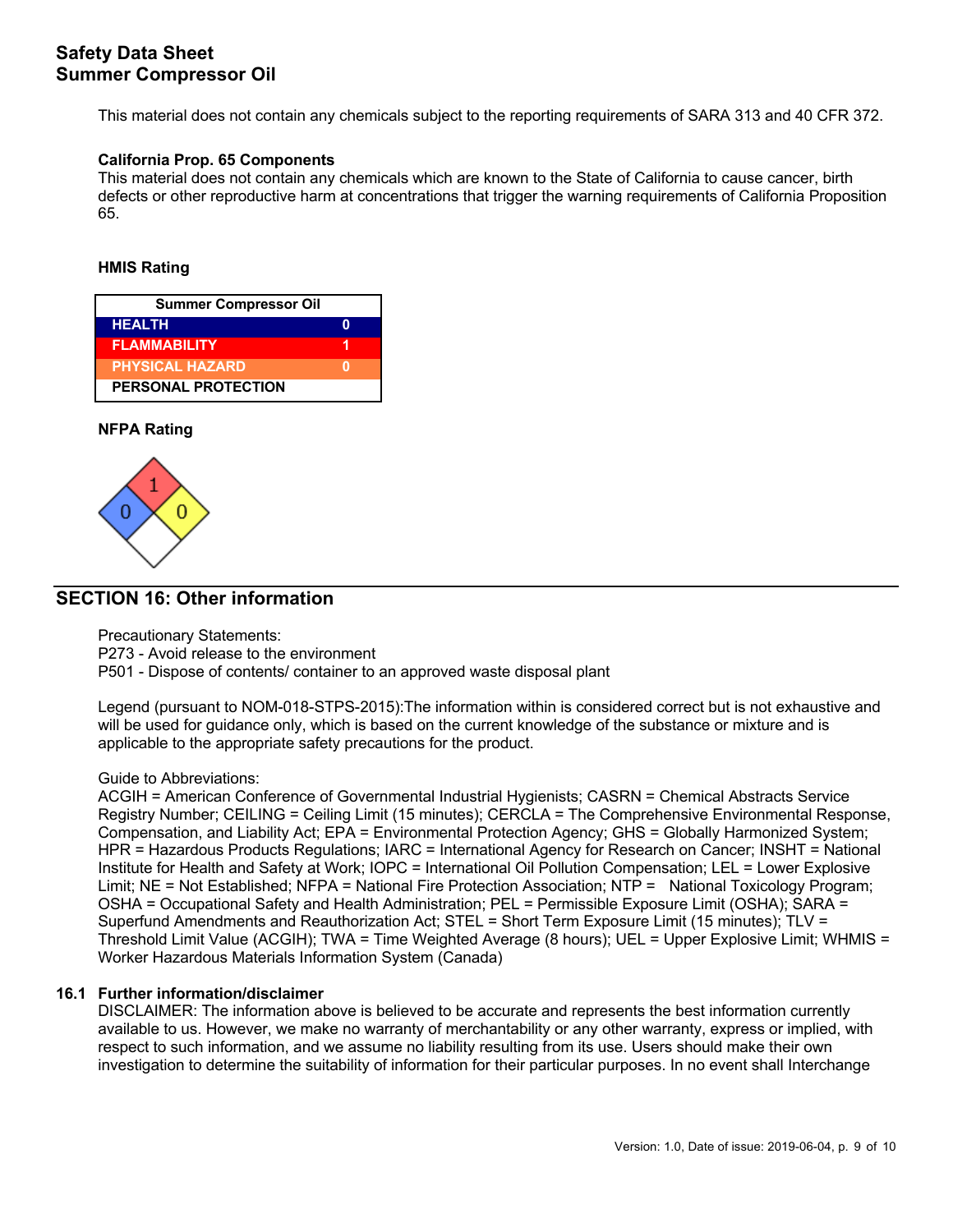This material does not contain any chemicals subject to the reporting requirements of SARA 313 and 40 CFR 372.

**California Prop. 65 Components**

This material does not contain any chemicals which are known to the State of California to cause cancer, birth defects or other reproductive harm at concentrations that trigger the warning requirements of California Proposition 65.

**HMIS Rating**

| Summer Compressor Oil | |
|---|---|
| HEALTH | 0 |
| FLAMMABILITY | 1 |
| PHYSICAL HAZARD | 0 |
| PERSONAL PROTECTION | |

**NFPA Rating**

| Health | Flammability | Instability | Special |
|---|---|---|---|
| 0 | 1 | 0 | |

## SECTION 16: Other information

Precautionary Statements:
P273 - Avoid release to the environment
P501 - Dispose of contents/ container to an approved waste disposal plant

Legend (pursuant to NOM-018-STPS-2015):The information within is considered correct but is not exhaustive and will be used for guidance only, which is based on the current knowledge of the substance or mixture and is applicable to the appropriate safety precautions for the product.

Guide to Abbreviations:
ACGIH = American Conference of Governmental Industrial Hygienists; CASRN = Chemical Abstracts Service Registry Number; CEILING = Ceiling Limit (15 minutes); CERCLA = The Comprehensive Environmental Response, Compensation, and Liability Act; EPA = Environmental Protection Agency; GHS = Globally Harmonized System; HPR = Hazardous Products Regulations; IARC = International Agency for Research on Cancer; INSHT = National Institute for Health and Safety at Work; IOPC = International Oil Pollution Compensation; LEL = Lower Explosive Limit; NE = Not Established; NFPA = National Fire Protection Association; NTP = National Toxicology Program; OSHA = Occupational Safety and Health Administration; PEL = Permissible Exposure Limit (OSHA); SARA = Superfund Amendments and Reauthorization Act; STEL = Short Term Exposure Limit (15 minutes); TLV = Threshold Limit Value (ACGIH); TWA = Time Weighted Average (8 hours); UEL = Upper Explosive Limit; WHMIS = Worker Hazardous Materials Information System (Canada)

### 16.1 Further information/disclaimer

DISCLAIMER: The information above is believed to be accurate and represents the best information currently available to us. However, we make no warranty of merchantability or any other warranty, express or implied, with respect to such information, and we assume no liability resulting from its use. Users should make their own investigation to determine the suitability of information for their particular purposes. In no event shall Interchange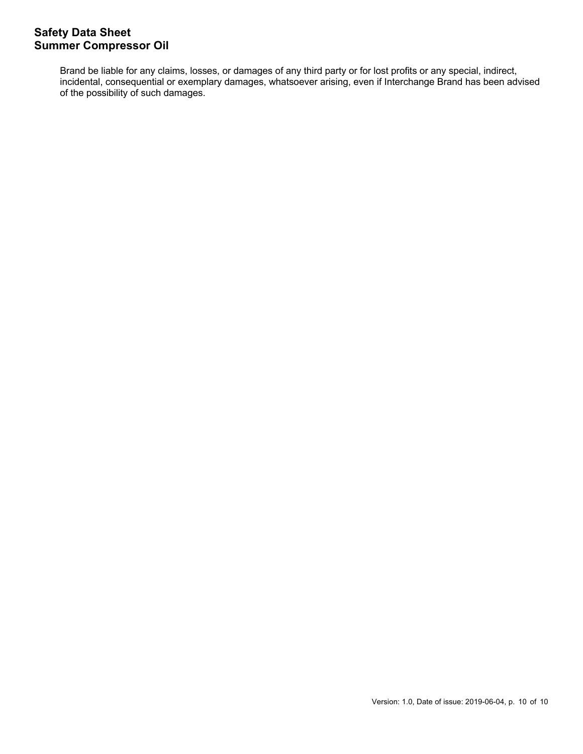Brand be liable for any claims, losses, or damages of any third party or for lost profits or any special, indirect, incidental, consequential or exemplary damages, whatsoever arising, even if Interchange Brand has been advised of the possibility of such damages.